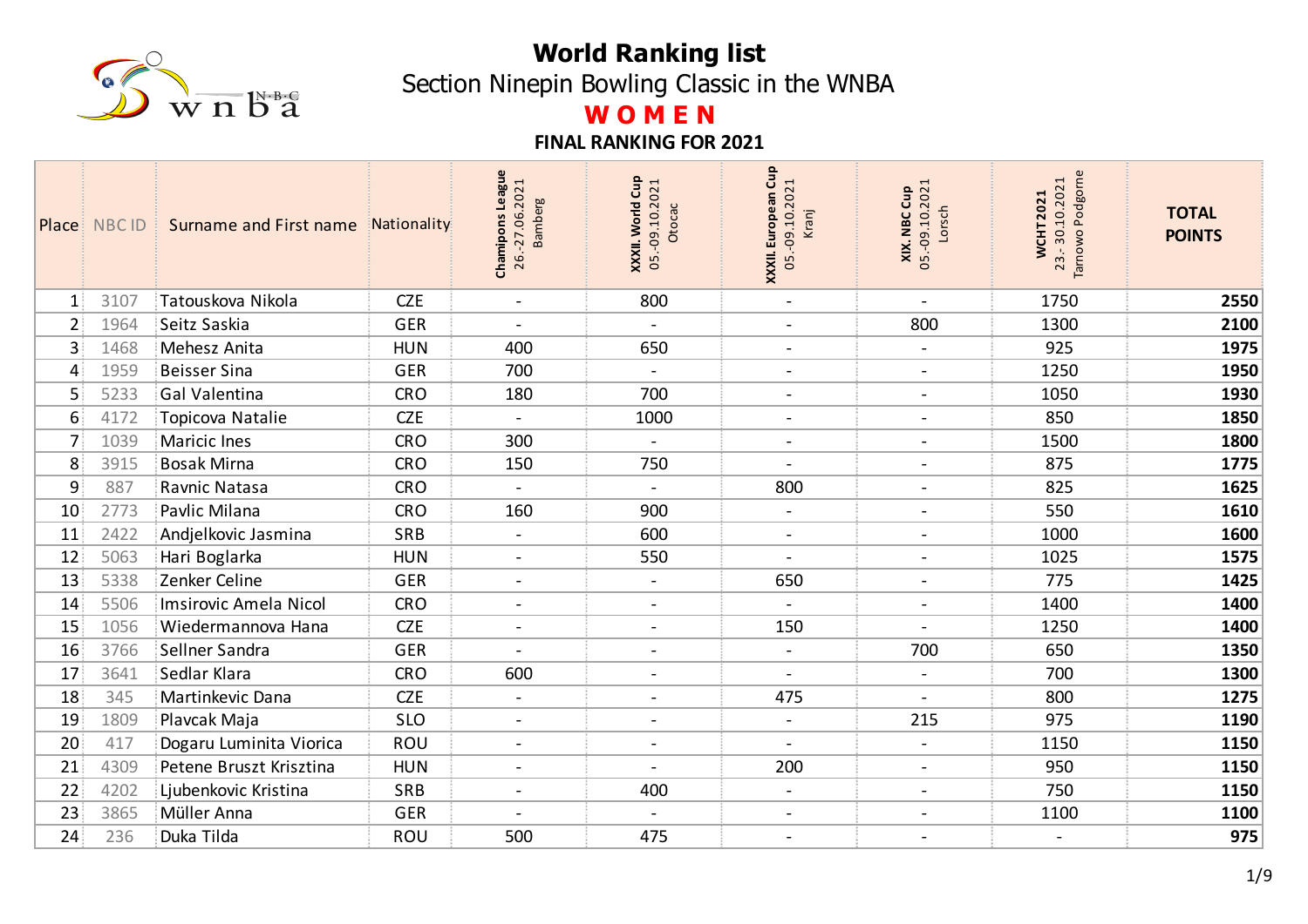# World Ranking list

## Section Ninepin Bowling Classic in the WNBA

## WOMEN

### FINAL RANKING FOR 2021

| Place | NBC ID | Surname and First name | Nationality | Champions League 26.-27.06.2021 Bamberg | XXXII. World Cup 05.-09.10.2021 Otocac | XXXII. European Cup 05.-09.10.2021 Kranj | XIX. NBC Cup 05.-09.10.2021 Lorsch | WCHT 2021 23.-30.10.2021 Tarnowo Podgorne | TOTAL POINTS |
|---|---|---|---|---|---|---|---|---|---|
| 1 | 3107 | Tatouskova Nikola | CZE | - | 800 | - | - | 1750 | **2550** |
| 2 | 1964 | Seitz Saskia | GER | - | - | - | 800 | 1300 | **2100** |
| 3 | 1468 | Mehesz Anita | HUN | 400 | 650 | - | - | 925 | **1975** |
| 4 | 1959 | Beisser Sina | GER | 700 | - | - | - | 1250 | **1950** |
| 5 | 5233 | Gal Valentina | CRO | 180 | 700 | - | - | 1050 | **1930** |
| 6 | 4172 | Topicova Natalie | CZE | - | 1000 | - | - | 850 | **1850** |
| 7 | 1039 | Maricic Ines | CRO | 300 | - | - | - | 1500 | **1800** |
| 8 | 3915 | Bosak Mirna | CRO | 150 | 750 | - | - | 875 | **1775** |
| 9 | 887 | Ravnic Natasa | CRO | - | - | 800 | - | 825 | **1625** |
| 10 | 2773 | Pavlic Milana | CRO | 160 | 900 | - | - | 550 | **1610** |
| 11 | 2422 | Andjelkovic Jasmina | SRB | - | 600 | - | - | 1000 | **1600** |
| 12 | 5063 | Hari Boglarka | HUN | - | 550 | - | - | 1025 | **1575** |
| 13 | 5338 | Zenker Celine | GER | - | - | 650 | - | 775 | **1425** |
| 14 | 5506 | Imsirovic Amela Nicol | CRO | - | - | - | - | 1400 | **1400** |
| 15 | 1056 | Wiedermannova Hana | CZE | - | - | 150 | - | 1250 | **1400** |
| 16 | 3766 | Sellner Sandra | GER | - | - | - | 700 | 650 | **1350** |
| 17 | 3641 | Sedlar Klara | CRO | 600 | - | - | - | 700 | **1300** |
| 18 | 345 | Martinkevic Dana | CZE | - | - | 475 | - | 800 | **1275** |
| 19 | 1809 | Plavcak Maja | SLO | - | - | - | 215 | 975 | **1190** |
| 20 | 417 | Dogaru Luminita Viorica | ROU | - | - | - | - | 1150 | **1150** |
| 21 | 4309 | Petene Bruszt Krisztina | HUN | - | - | 200 | - | 950 | **1150** |
| 22 | 4202 | Ljubenkovic Kristina | SRB | - | 400 | - | - | 750 | **1150** |
| 23 | 3865 | Müller Anna | GER | - | - | - | - | 1100 | **1100** |
| 24 | 236 | Duka Tilda | ROU | 500 | 475 | - | - | - | **975** |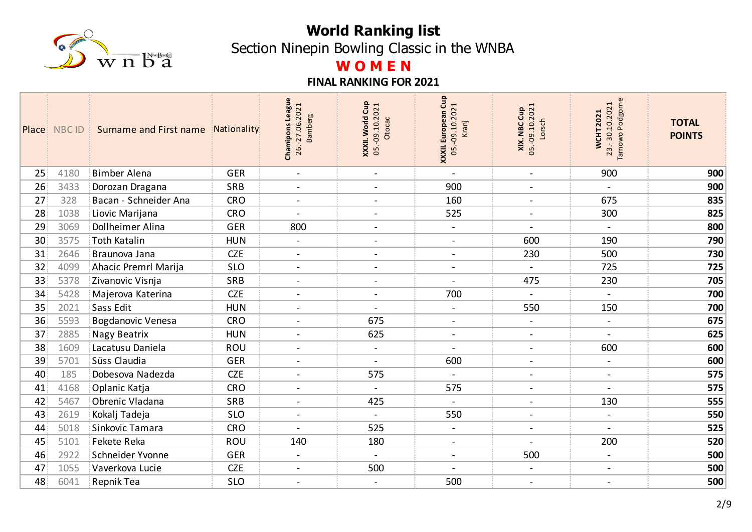# World Ranking list

## Section Ninepin Bowling Classic in the WNBA

## WOMEN

### FINAL RANKING FOR 2021

| Place | NBC ID | Surname and First name | Nationality | Champions League 26.-27.06.2021 Bamberg | XXXII. World Cup 05.-09.10.2021 Otocac | XXXII. European Cup 05.-09.10.2021 Kranj | XIX. NBC Cup 05.-09.10.2021 Lorsch | WCHT 2021 23.-30.10.2021 Tarnowo Podgorne | TOTAL POINTS |
|---|---|---|---|---|---|---|---|---|---|
| 25 | 4180 | Bimber Alena | GER | - | - | - | - | 900 | **900** |
| 26 | 3433 | Dorozan Dragana | SRB | - | - | 900 | - | - | **900** |
| 27 | 328 | Bacan - Schneider Ana | CRO | - | - | 160 | - | 675 | **835** |
| 28 | 1038 | Liovic Marijana | CRO | - | - | 525 | - | 300 | **825** |
| 29 | 3069 | Dollheimer Alina | GER | 800 | - | - | - | - | **800** |
| 30 | 3575 | Toth Katalin | HUN | - | - | - | 600 | 190 | **790** |
| 31 | 2646 | Braunova Jana | CZE | - | - | - | 230 | 500 | **730** |
| 32 | 4099 | Ahacic Premrl Marija | SLO | - | - | - | - | 725 | **725** |
| 33 | 5378 | Zivanovic Visnja | SRB | - | - | - | 475 | 230 | **705** |
| 34 | 5428 | Majerova Katerina | CZE | - | - | 700 | - | - | **700** |
| 35 | 2021 | Sass Edit | HUN | - | - | - | 550 | 150 | **700** |
| 36 | 5593 | Bogdanovic Venesa | CRO | - | 675 | - | - | - | **675** |
| 37 | 2885 | Nagy Beatrix | HUN | - | 625 | - | - | - | **625** |
| 38 | 1609 | Lacatusu Daniela | ROU | - | - | - | - | 600 | **600** |
| 39 | 5701 | Süss Claudia | GER | - | - | 600 | - | - | **600** |
| 40 | 185 | Dobesova Nadezda | CZE | - | 575 | - | - | - | **575** |
| 41 | 4168 | Oplanic Katja | CRO | - | - | 575 | - | - | **575** |
| 42 | 5467 | Obrenic Vladana | SRB | - | 425 | - | - | 130 | **555** |
| 43 | 2619 | Kokalj Tadeja | SLO | - | - | 550 | - | - | **550** |
| 44 | 5018 | Sinkovic Tamara | CRO | - | 525 | - | - | - | **525** |
| 45 | 5101 | Fekete Reka | ROU | 140 | 180 | - | - | 200 | **520** |
| 46 | 2922 | Schneider Yvonne | GER | - | - | - | 500 | - | **500** |
| 47 | 1055 | Vaverkova Lucie | CZE | - | 500 | - | - | - | **500** |
| 48 | 6041 | Repnik Tea | SLO | - | - | 500 | - | - | **500** |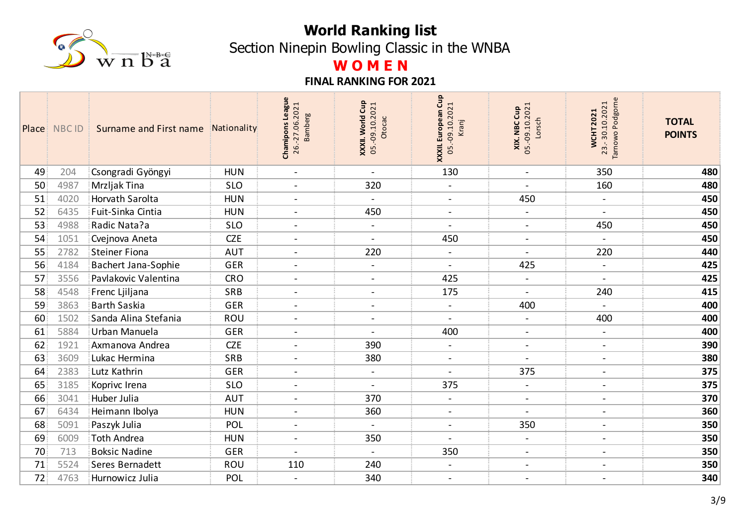# World Ranking list

## Section Ninepin Bowling Classic in the WNBA

## WOMEN

### FINAL RANKING FOR 2021

| Place | NBC ID | Surname and First name | Nationality | Chamipons League 26.-27.06.2021 Bamberg | XXXII. World Cup 05.-09.10.2021 Otocac | XXXII. European Cup 05.-09.10.2021 Kranj | XIX. NBC Cup 05.-09.10.2021 Lorsch | WCHT 2021 23.-30.10.2021 Tarnowo Podgorne | TOTAL POINTS |
|---|---|---|---|---|---|---|---|---|---|
| 49 | 204 | Csongradi Gyöngyi | HUN | - | - | 130 | - | 350 | **480** |
| 50 | 4987 | Mrzljak Tina | SLO | - | 320 | - | - | 160 | **480** |
| 51 | 4020 | Horvath Sarolta | HUN | - | - | - | 450 | - | **450** |
| 52 | 6435 | Fuit-Sinka Cintia | HUN | - | 450 | - | - | - | **450** |
| 53 | 4988 | Radic Nata?a | SLO | - | - | - | - | 450 | **450** |
| 54 | 1051 | Cvejnova Aneta | CZE | - | - | 450 | - | - | **450** |
| 55 | 2782 | Steiner Fiona | AUT | - | 220 | - | - | 220 | **440** |
| 56 | 4184 | Bachert Jana-Sophie | GER | - | - | - | 425 | - | **425** |
| 57 | 3556 | Pavlakovic Valentina | CRO | - | - | 425 | - | - | **425** |
| 58 | 4548 | Frenc Ljiljana | SRB | - | - | 175 | - | 240 | **415** |
| 59 | 3863 | Barth Saskia | GER | - | - | - | 400 | - | **400** |
| 60 | 1502 | Sanda Alina Stefania | ROU | - | - | - | - | 400 | **400** |
| 61 | 5884 | Urban Manuela | GER | - | - | 400 | - | - | **400** |
| 62 | 1921 | Axmanova Andrea | CZE | - | 390 | - | - | - | **390** |
| 63 | 3609 | Lukac Hermina | SRB | - | 380 | - | - | - | **380** |
| 64 | 2383 | Lutz Kathrin | GER | - | - | - | 375 | - | **375** |
| 65 | 3185 | Koprivc Irena | SLO | - | - | 375 | - | - | **375** |
| 66 | 3041 | Huber Julia | AUT | - | 370 | - | - | - | **370** |
| 67 | 6434 | Heimann Ibolya | HUN | - | 360 | - | - | - | **360** |
| 68 | 5091 | Paszyk Julia | POL | - | - | - | 350 | - | **350** |
| 69 | 6009 | Toth Andrea | HUN | - | 350 | - | - | - | **350** |
| 70 | 713 | Boksic Nadine | GER | - | - | 350 | - | - | **350** |
| 71 | 5524 | Seres Bernadett | ROU | 110 | 240 | - | - | - | **350** |
| 72 | 4763 | Hurnowicz Julia | POL | - | 340 | - | - | - | **340** |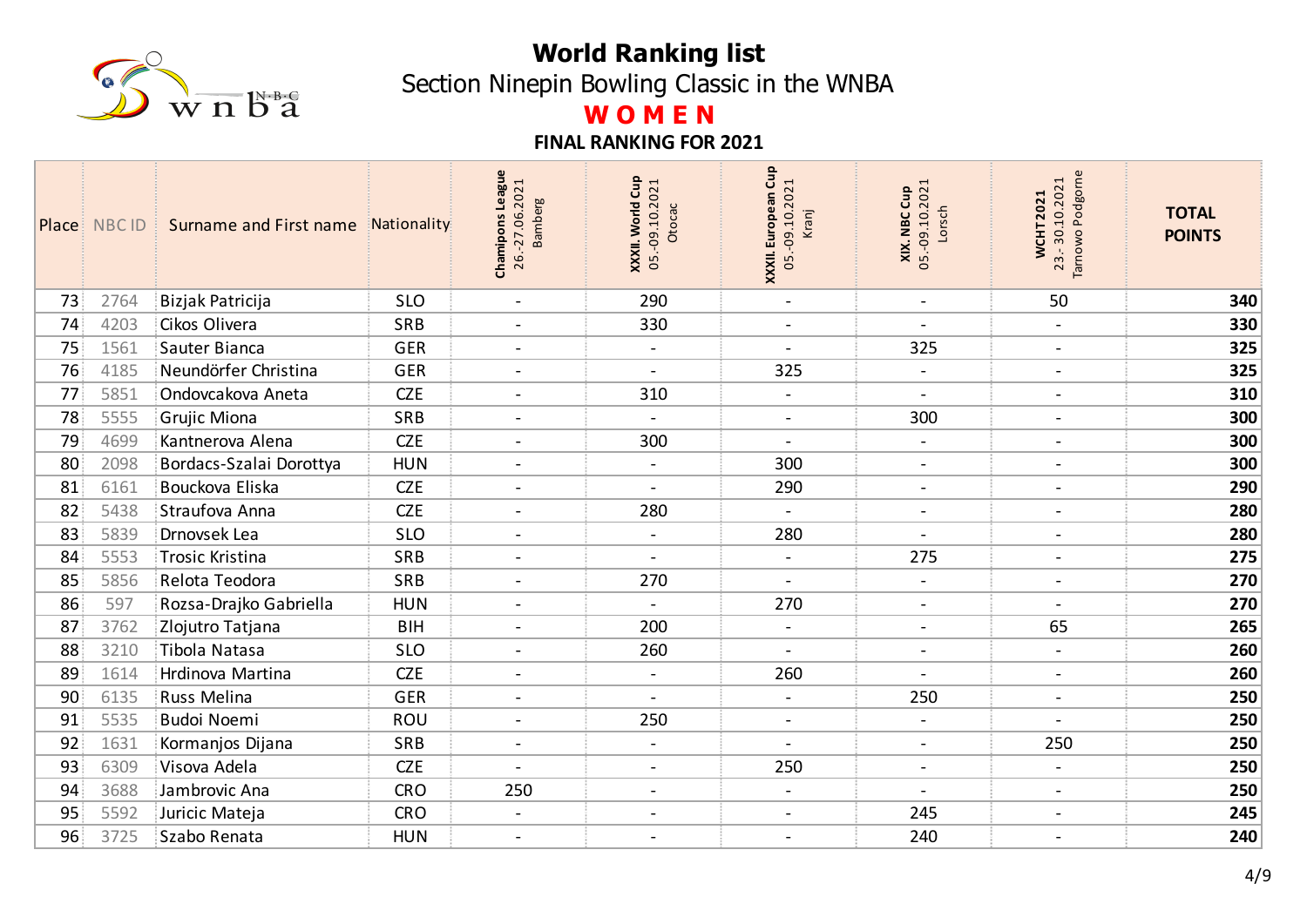# World Ranking list

## Section Ninepin Bowling Classic in the WNBA

## WOMEN

### FINAL RANKING FOR 2021

| Place | NBC ID | Surname and First name | Nationality | Champions League 26.-27.06.2021 Bamberg | XXXII. World Cup 05.-09.10.2021 Otocac | XXXII. European Cup 05.-09.10.2021 Kranj | XIX. NBC Cup 05.-09.10.2021 Lorsch | WCHT 2021 23.-30.10.2021 Tarnowo Podgorne | TOTAL POINTS |
|---|---|---|---|---|---|---|---|---|---|
| 73 | 2764 | Bizjak Patricija | SLO | - | 290 | - | - | 50 | **340** |
| 74 | 4203 | Cikos Olivera | SRB | - | 330 | - | - | - | **330** |
| 75 | 1561 | Sauter Bianca | GER | - | - | - | 325 | - | **325** |
| 76 | 4185 | Neundörfer Christina | GER | - | - | 325 | - | - | **325** |
| 77 | 5851 | Ondovcakova Aneta | CZE | - | 310 | - | - | - | **310** |
| 78 | 5555 | Grujic Miona | SRB | - | - | - | 300 | - | **300** |
| 79 | 4699 | Kantnerova Alena | CZE | - | 300 | - | - | - | **300** |
| 80 | 2098 | Bordacs-Szalai Dorottya | HUN | - | - | 300 | - | - | **300** |
| 81 | 6161 | Bouckova Eliska | CZE | - | - | 290 | - | - | **290** |
| 82 | 5438 | Straufova Anna | CZE | - | 280 | - | - | - | **280** |
| 83 | 5839 | Drnovsek Lea | SLO | - | - | 280 | - | - | **280** |
| 84 | 5553 | Trosic Kristina | SRB | - | - | - | 275 | - | **275** |
| 85 | 5856 | Relota Teodora | SRB | - | 270 | - | - | - | **270** |
| 86 | 597 | Rozsa-Drajko Gabriella | HUN | - | - | 270 | - | - | **270** |
| 87 | 3762 | Zlojutro Tatjana | BIH | - | 200 | - | - | 65 | **265** |
| 88 | 3210 | Tibola Natasa | SLO | - | 260 | - | - | - | **260** |
| 89 | 1614 | Hrdinova Martina | CZE | - | - | 260 | - | - | **260** |
| 90 | 6135 | Russ Melina | GER | - | - | - | 250 | - | **250** |
| 91 | 5535 | Budoi Noemi | ROU | - | 250 | - | - | - | **250** |
| 92 | 1631 | Kormanjos Dijana | SRB | - | - | - | - | 250 | **250** |
| 93 | 6309 | Visova Adela | CZE | - | - | 250 | - | - | **250** |
| 94 | 3688 | Jambrovic Ana | CRO | 250 | - | - | - | - | **250** |
| 95 | 5592 | Juricic Mateja | CRO | - | - | - | 245 | - | **245** |
| 96 | 3725 | Szabo Renata | HUN | - | - | - | 240 | - | **240** |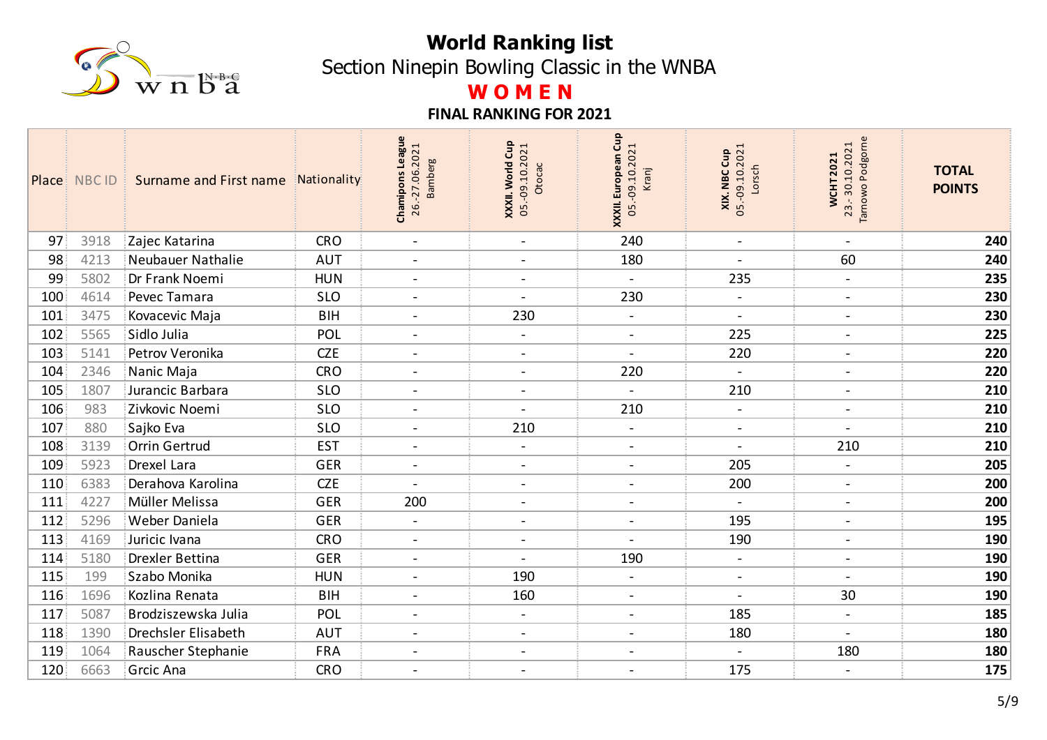# World Ranking list

## Section Ninepin Bowling Classic in the WNBA

## W O M E N

### FINAL RANKING FOR 2021

| Place | NBC ID | Surname and First name | Nationality | Champions League 26.-27.06.2021 Bamberg | XXXII. World Cup 05.-09.10.2021 Otocac | XXXII. European Cup 05.-09.10.2021 Kranj | XIX. NBC Cup 05.-09.10.2021 Lorsch | WCHT 2021 23.-30.10.2021 Tarnowo Podgorne | TOTAL POINTS |
|---|---|---|---|---|---|---|---|---|---|
| 97 | 3918 | Zajec Katarina | CRO | - | - | 240 | - | - | **240** |
| 98 | 4213 | Neubauer Nathalie | AUT | - | - | 180 | - | 60 | **240** |
| 99 | 5802 | Dr Frank Noemi | HUN | - | - | - | 235 | - | **235** |
| 100 | 4614 | Pevec Tamara | SLO | - | - | 230 | - | - | **230** |
| 101 | 3475 | Kovacevic Maja | BIH | - | 230 | - | - | - | **230** |
| 102 | 5565 | Sidlo Julia | POL | - | - | - | 225 | - | **225** |
| 103 | 5141 | Petrov Veronika | CZE | - | - | - | 220 | - | **220** |
| 104 | 2346 | Nanic Maja | CRO | - | - | 220 | - | - | **220** |
| 105 | 1807 | Jurancic Barbara | SLO | - | - | - | 210 | - | **210** |
| 106 | 983 | Zivkovic Noemi | SLO | - | - | 210 | - | - | **210** |
| 107 | 880 | Sajko Eva | SLO | - | 210 | - | - | - | **210** |
| 108 | 3139 | Orrin Gertrud | EST | - | - | - | - | 210 | **210** |
| 109 | 5923 | Drexel Lara | GER | - | - | - | 205 | - | **205** |
| 110 | 6383 | Derahova Karolina | CZE | - | - | - | 200 | - | **200** |
| 111 | 4227 | Müller Melissa | GER | 200 | - | - | - | - | **200** |
| 112 | 5296 | Weber Daniela | GER | - | - | - | 195 | - | **195** |
| 113 | 4169 | Juricic Ivana | CRO | - | - | - | 190 | - | **190** |
| 114 | 5180 | Drexler Bettina | GER | - | - | 190 | - | - | **190** |
| 115 | 199 | Szabo Monika | HUN | - | 190 | - | - | - | **190** |
| 116 | 1696 | Kozlina Renata | BIH | - | 160 | - | - | 30 | **190** |
| 117 | 5087 | Brodziszewska Julia | POL | - | - | - | 185 | - | **185** |
| 118 | 1390 | Drechsler Elisabeth | AUT | - | - | - | 180 | - | **180** |
| 119 | 1064 | Rauscher Stephanie | FRA | - | - | - | - | 180 | **180** |
| 120 | 6663 | Grcic Ana | CRO | - | - | - | 175 | - | **175** |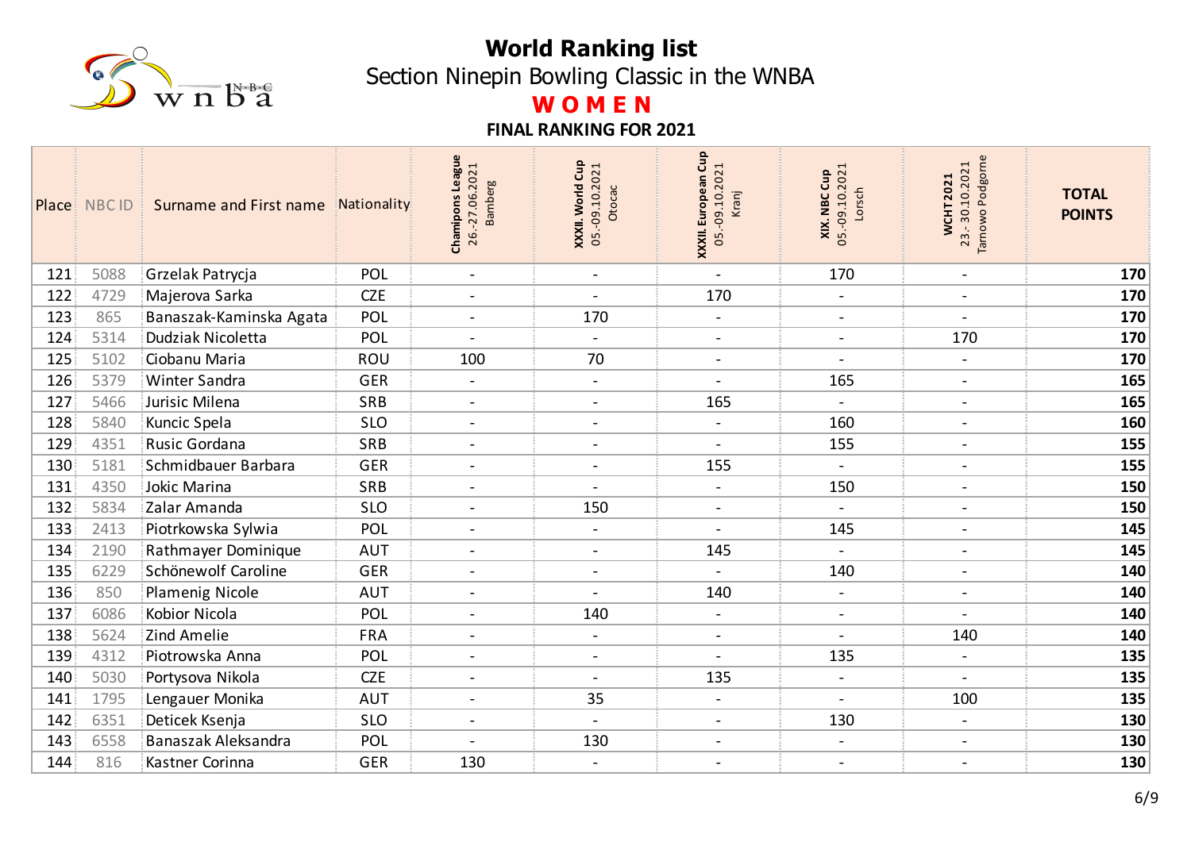# World Ranking list

## Section Ninepin Bowling Classic in the WNBA

## WOMEN

### FINAL RANKING FOR 2021

| Place | NBC ID | Surname and First name | Nationality | Chamipons League 26.-27.06.2021 Bamberg | XXXII. World Cup 05.-09.10.2021 Otocac | XXXII. European Cup 05.-09.10.2021 Kranj | XIX. NBC Cup 05.-09.10.2021 Lorsch | WCHT 2021 23.-30.10.2021 Tarnowo Podgorne | TOTAL POINTS |
|---|---|---|---|---|---|---|---|---|---|
| 121 | 5088 | Grzelak Patrycja | POL | - | - | - | 170 | - | 170 |
| 122 | 4729 | Majerova Sarka | CZE | - | - | 170 | - | - | 170 |
| 123 | 865 | Banaszak-Kaminska Agata | POL | - | 170 | - | - | - | 170 |
| 124 | 5314 | Dudziak Nicoletta | POL | - | - | - | - | 170 | 170 |
| 125 | 5102 | Ciobanu Maria | ROU | 100 | 70 | - | - | - | 170 |
| 126 | 5379 | Winter Sandra | GER | - | - | - | 165 | - | 165 |
| 127 | 5466 | Jurisic Milena | SRB | - | - | 165 | - | - | 165 |
| 128 | 5840 | Kuncic Spela | SLO | - | - | - | 160 | - | 160 |
| 129 | 4351 | Rusic Gordana | SRB | - | - | - | 155 | - | 155 |
| 130 | 5181 | Schmidbauer Barbara | GER | - | - | 155 | - | - | 155 |
| 131 | 4350 | Jokic Marina | SRB | - | - | - | 150 | - | 150 |
| 132 | 5834 | Zalar Amanda | SLO | - | 150 | - | - | - | 150 |
| 133 | 2413 | Piotrkowska Sylwia | POL | - | - | - | 145 | - | 145 |
| 134 | 2190 | Rathmayer Dominique | AUT | - | - | 145 | - | - | 145 |
| 135 | 6229 | Schönewolf Caroline | GER | - | - | - | 140 | - | 140 |
| 136 | 850 | Plamenig Nicole | AUT | - | - | 140 | - | - | 140 |
| 137 | 6086 | Kobior Nicola | POL | - | 140 | - | - | - | 140 |
| 138 | 5624 | Zind Amelie | FRA | - | - | - | - | 140 | 140 |
| 139 | 4312 | Piotrowska Anna | POL | - | - | - | 135 | - | 135 |
| 140 | 5030 | Portysova Nikola | CZE | - | - | 135 | - | - | 135 |
| 141 | 1795 | Lengauer Monika | AUT | - | 35 | - | - | 100 | 135 |
| 142 | 6351 | Deticek Ksenja | SLO | - | - | - | 130 | - | 130 |
| 143 | 6558 | Banaszak Aleksandra | POL | - | 130 | - | - | - | 130 |
| 144 | 816 | Kastner Corinna | GER | 130 | - | - | - | - | 130 |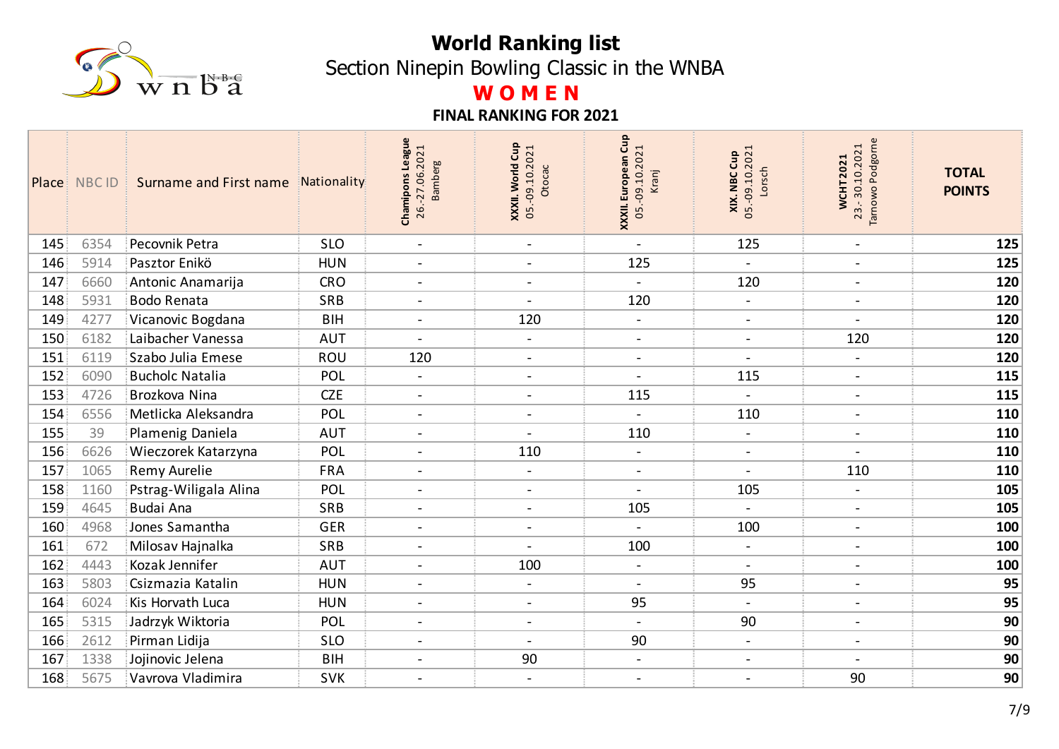# World Ranking list

## Section Ninepin Bowling Classic in the WNBA

## WOMEN

### FINAL RANKING FOR 2021

| Place | NBC ID | Surname and First name | Nationality | Champipons League 26.-27.06.2021 Bamberg | XXXII. World Cup 05.-09.10.2021 Otocac | XXXII. European Cup 05.-09.10.2021 Kranj | XIX. NBC Cup 05.-09.10.2021 Lorsch | WCHT 2021 23.-30.10.2021 Tarnowo Podgorne | TOTAL POINTS |
|---|---|---|---|---|---|---|---|---|---|
| 145 | 6354 | Pecovnik Petra | SLO | - | - | - | 125 | - | **125** |
| 146 | 5914 | Pasztor Enikö | HUN | - | - | 125 | - | - | **125** |
| 147 | 6660 | Antonic Anamarija | CRO | - | - | - | 120 | - | **120** |
| 148 | 5931 | Bodo Renata | SRB | - | - | 120 | - | - | **120** |
| 149 | 4277 | Vicanovic Bogdana | BIH | - | 120 | - | - | - | **120** |
| 150 | 6182 | Laibacher Vanessa | AUT | - | - | - | - | 120 | **120** |
| 151 | 6119 | Szabo Julia Emese | ROU | 120 | - | - | - | - | **120** |
| 152 | 6090 | Bucholc Natalia | POL | - | - | - | 115 | - | **115** |
| 153 | 4726 | Brozkova Nina | CZE | - | - | 115 | - | - | **115** |
| 154 | 6556 | Metlicka Aleksandra | POL | - | - | - | 110 | - | **110** |
| 155 | 39 | Plamenig Daniela | AUT | - | - | 110 | - | - | **110** |
| 156 | 6626 | Wieczorek Katarzyna | POL | - | 110 | - | - | - | **110** |
| 157 | 1065 | Remy Aurelie | FRA | - | - | - | - | 110 | **110** |
| 158 | 1160 | Pstrag-Wiligala Alina | POL | - | - | - | 105 | - | **105** |
| 159 | 4645 | Budai Ana | SRB | - | - | 105 | - | - | **105** |
| 160 | 4968 | Jones Samantha | GER | - | - | - | 100 | - | **100** |
| 161 | 672 | Milosav Hajnalka | SRB | - | - | 100 | - | - | **100** |
| 162 | 4443 | Kozak Jennifer | AUT | - | 100 | - | - | - | **100** |
| 163 | 5803 | Csizmazia Katalin | HUN | - | - | - | 95 | - | **95** |
| 164 | 6024 | Kis Horvath Luca | HUN | - | - | 95 | - | - | **95** |
| 165 | 5315 | Jadrzyk Wiktoria | POL | - | - | - | 90 | - | **90** |
| 166 | 2612 | Pirman Lidija | SLO | - | - | 90 | - | - | **90** |
| 167 | 1338 | Jojinovic Jelena | BIH | - | 90 | - | - | - | **90** |
| 168 | 5675 | Vavrova Vladimira | SVK | - | - | - | - | 90 | **90** |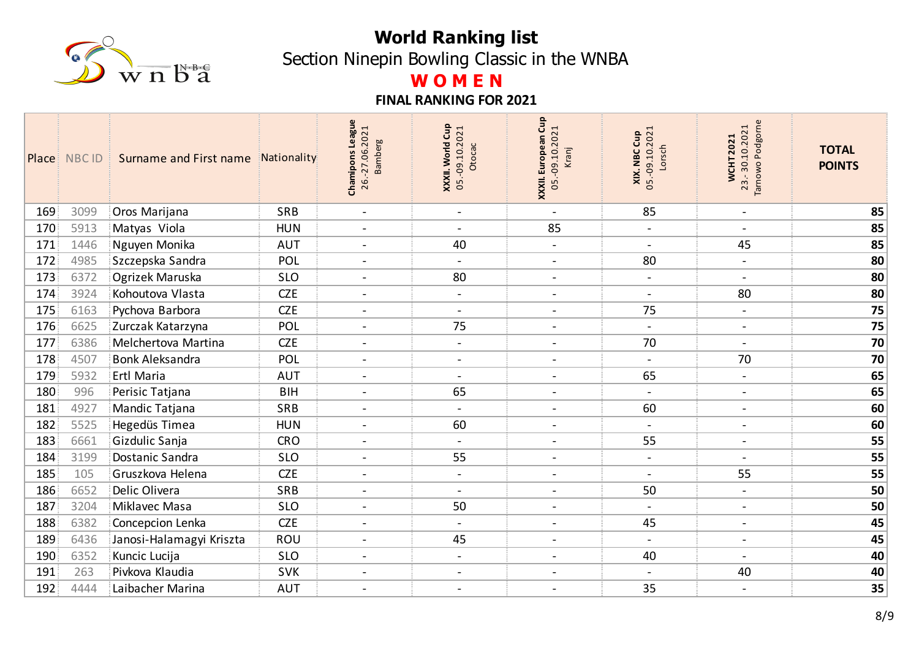# World Ranking list

## Section Ninepin Bowling Classic in the WNBA

## WOMEN

### FINAL RANKING FOR 2021

| Place | NBC ID | Surname and First name | Nationality | Chamipons League 26.-27.06.2021 Bamberg | XXXII. World Cup 05.-09.10.2021 Otocac | XXXII. European Cup 05.-09.10.2021 Kranj | XIX. NBC Cup 05.-09.10.2021 Lorsch | WCHT 2021 23.-30.10.2021 Tarnowo Podgorne | TOTAL POINTS |
|---|---|---|---|---|---|---|---|---|---|
| 169 | 3099 | Oros Marijana | SRB | - | - | - | 85 | - | **85** |
| 170 | 5913 | Matyas Viola | HUN | - | - | 85 | - | - | **85** |
| 171 | 1446 | Nguyen Monika | AUT | - | 40 | - | - | 45 | **85** |
| 172 | 4985 | Szczepska Sandra | POL | - | - | - | 80 | - | **80** |
| 173 | 6372 | Ogrizek Maruska | SLO | - | 80 | - | - | - | **80** |
| 174 | 3924 | Kohoutova Vlasta | CZE | - | - | - | - | 80 | **80** |
| 175 | 6163 | Pychova Barbora | CZE | - | - | - | 75 | - | **75** |
| 176 | 6625 | Zurczak Katarzyna | POL | - | 75 | - | - | - | **75** |
| 177 | 6386 | Melchertova Martina | CZE | - | - | - | 70 | - | **70** |
| 178 | 4507 | Bonk Aleksandra | POL | - | - | - | - | 70 | **70** |
| 179 | 5932 | Ertl Maria | AUT | - | - | - | 65 | - | **65** |
| 180 | 996 | Perisic Tatjana | BIH | - | 65 | - | - | - | **65** |
| 181 | 4927 | Mandic Tatjana | SRB | - | - | - | 60 | - | **60** |
| 182 | 5525 | Hegedüs Timea | HUN | - | 60 | - | - | - | **60** |
| 183 | 6661 | Gizdulic Sanja | CRO | - | - | - | 55 | - | **55** |
| 184 | 3199 | Dostanic Sandra | SLO | - | 55 | - | - | - | **55** |
| 185 | 105 | Gruszkova Helena | CZE | - | - | - | - | 55 | **55** |
| 186 | 6652 | Delic Olivera | SRB | - | - | - | 50 | - | **50** |
| 187 | 3204 | Miklavec Masa | SLO | - | 50 | - | - | - | **50** |
| 188 | 6382 | Concepcion Lenka | CZE | - | - | - | 45 | - | **45** |
| 189 | 6436 | Janosi-Halamagyi Kriszta | ROU | - | 45 | - | - | - | **45** |
| 190 | 6352 | Kuncic Lucija | SLO | - | - | - | 40 | - | **40** |
| 191 | 263 | Pivkova Klaudia | SVK | - | - | - | - | 40 | **40** |
| 192 | 4444 | Laibacher Marina | AUT | - | - | - | 35 | - | **35** |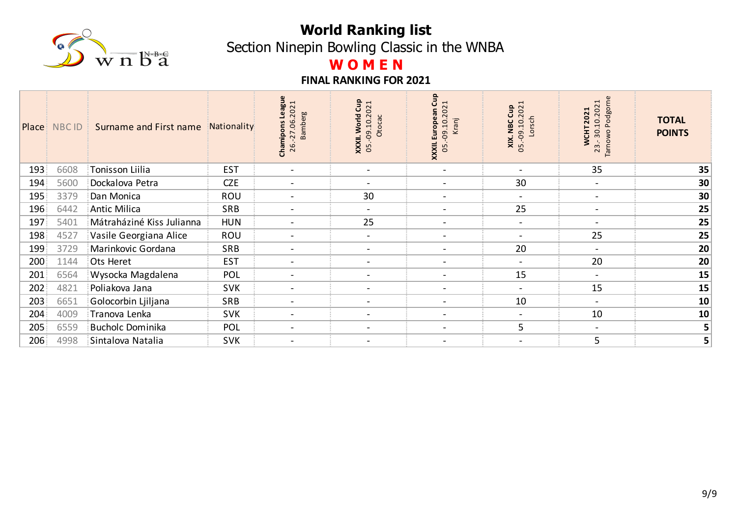# World Ranking list

## Section Ninepin Bowling Classic in the WNBA

## W O M E N

### FINAL RANKING FOR 2021

| Place | NBC ID | Surname and First name | Nationality | Champions League 26.-27.06.2021 Bamberg | XXXII. World Cup 05.-09.10.2021 Otocac | XXXII. European Cup 05.-09.10.2021 Kranj | XIX. NBC Cup 05.-09.10.2021 Lorsch | WCHT 2021 23.-30.10.2021 Tarnowo Podgorne | TOTAL POINTS |
|---|---|---|---|---|---|---|---|---|---|
| 193 | 6608 | Tonisson Liilia | EST | - | - | - | - | 35 | 35 |
| 194 | 5600 | Dockalova Petra | CZE | - | - | - | 30 | - | 30 |
| 195 | 3379 | Dan Monica | ROU | - | 30 | - | - | - | 30 |
| 196 | 6442 | Antic Milica | SRB | - | - | - | 25 | - | 25 |
| 197 | 5401 | Mátraházinė Kiss Julianna | HUN | - | 25 | - | - | - | 25 |
| 198 | 4527 | Vasile Georgiana Alice | ROU | - | - | - | - | 25 | 25 |
| 199 | 3729 | Marinkovic Gordana | SRB | - | - | - | 20 | - | 20 |
| 200 | 1144 | Ots Heret | EST | - | - | - | - | 20 | 20 |
| 201 | 6564 | Wysocka Magdalena | POL | - | - | - | 15 | - | 15 |
| 202 | 4821 | Poliakova Jana | SVK | - | - | - | - | 15 | 15 |
| 203 | 6651 | Golocorbin Ljiljana | SRB | - | - | - | 10 | - | 10 |
| 204 | 4009 | Tranova Lenka | SVK | - | - | - | - | 10 | 10 |
| 205 | 6559 | Bucholc Dominika | POL | - | - | - | 5 | - | 5 |
| 206 | 4998 | Sintalova Natalia | SVK | - | - | - | - | 5 | 5 |